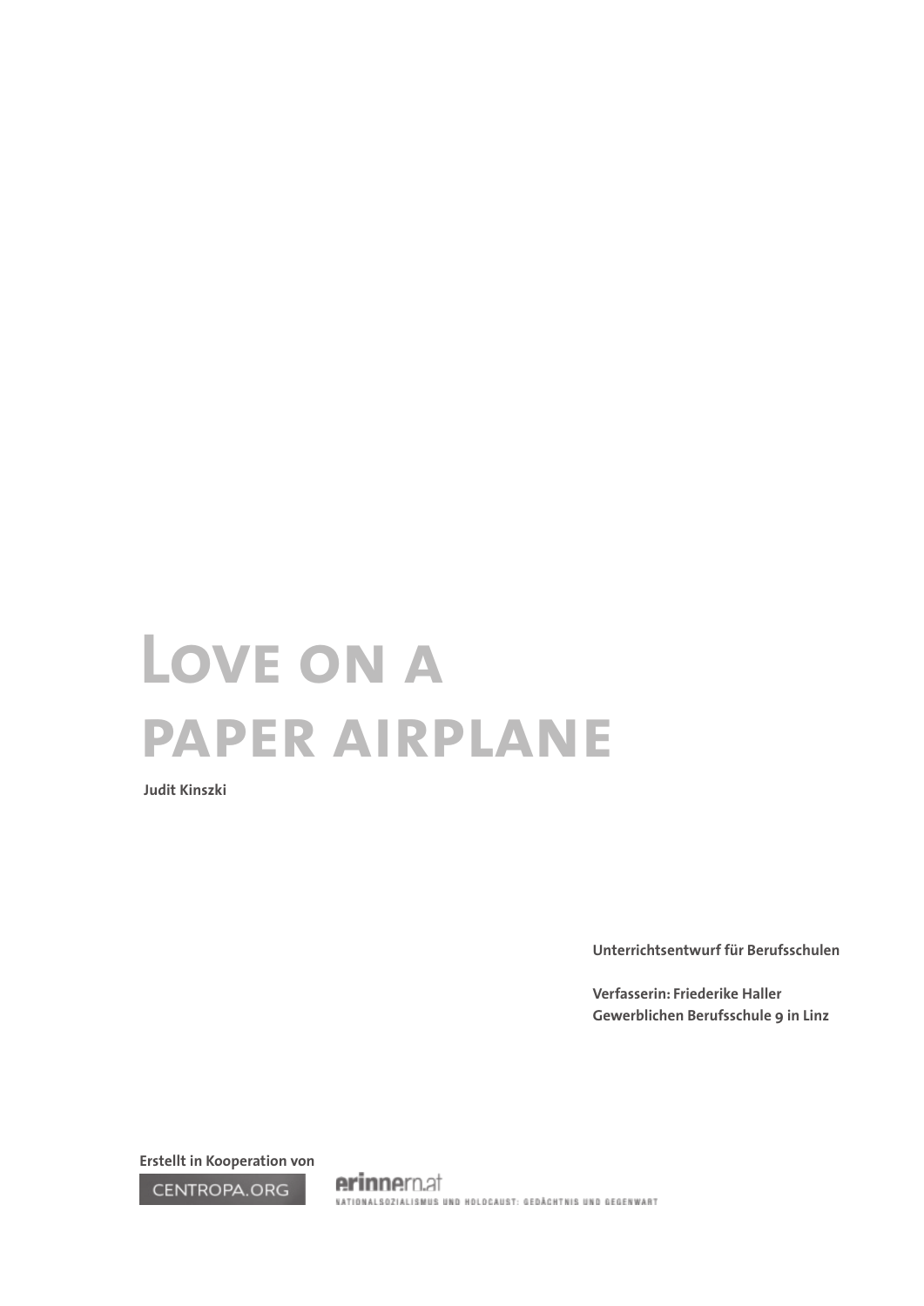# Love on a paper airplane

**Judit Kinszki**

**Unterrichtsentwurf für Berufsschulen**

**Verfasserin: Friederike Haller**
**Gewerblichen Berufsschule 9 in Linz**

**Erstellt in Kooperation von**

CENTROPA.ORG

erinnern.at
NATIONALSOZIALISMUS UND HOLOCAUST: GEDÄCHTNIS UND GEGENWART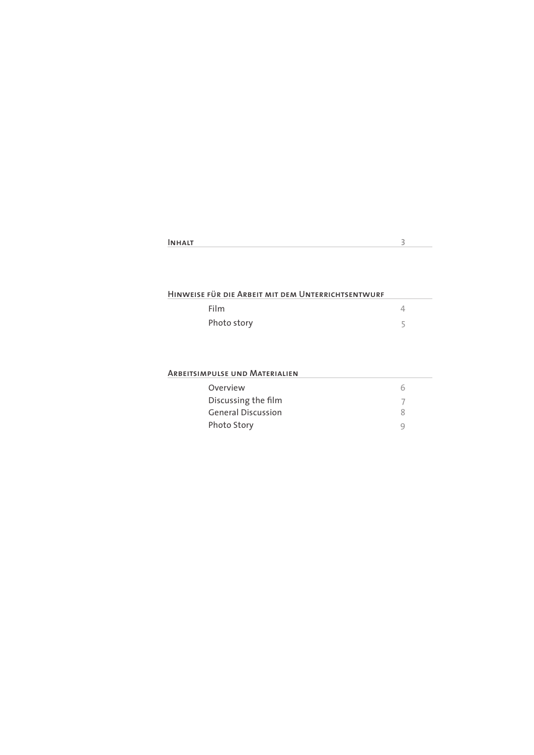## Inhalt 3

## Hinweise für die Arbeit mit dem Unterrichtsentwurf

- Film 4
- Photo story 5

## Arbeitsimpulse und Materialien

- Overview 6
- Discussing the film 7
- General Discussion 8
- Photo Story 9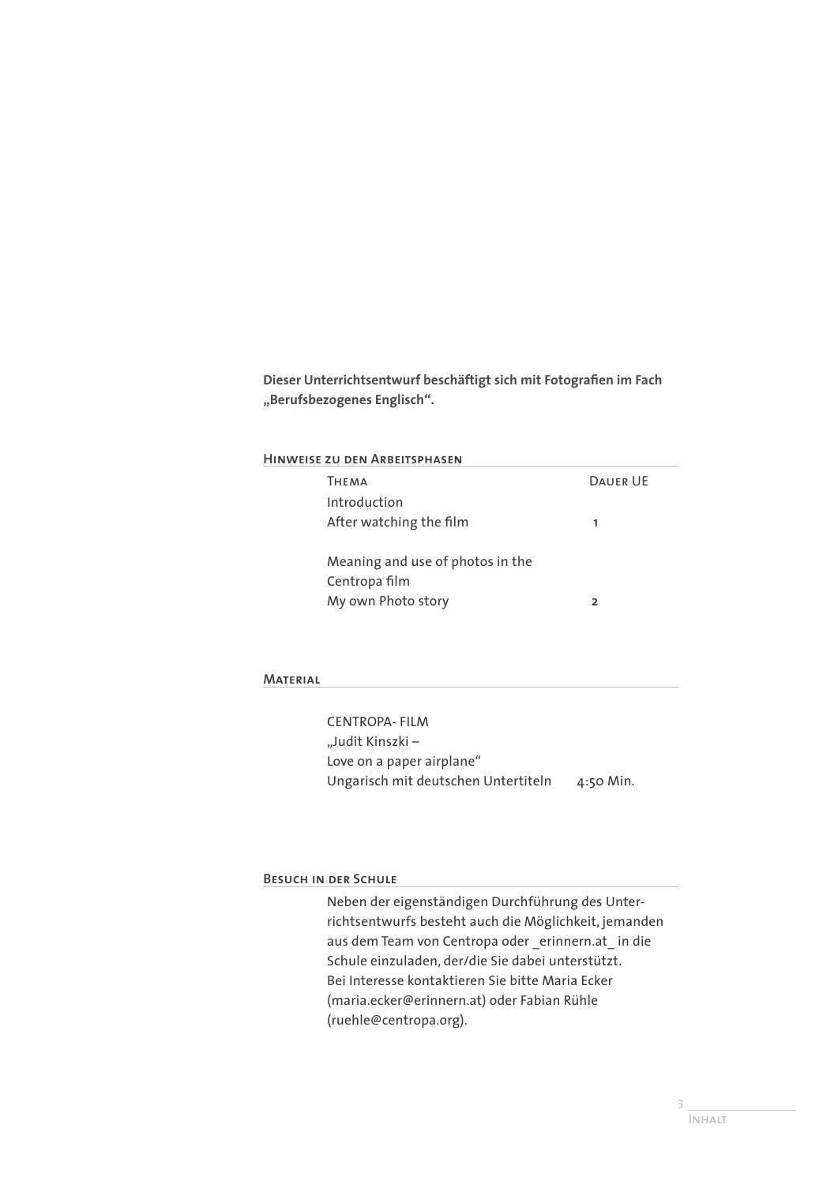**Dieser Unterrichtsentwurf beschäftigt sich mit Fotografien im Fach „Berufsbezogenes Englisch“.**

## Hinweise zu den Arbeitsphasen

| Thema | Dauer UE |
|---|---|
| Introduction<br>After watching the film | 1 |
| Meaning and use of photos in the Centropa film<br>My own Photo story | 2 |

## Material

CENTROPA- FILM
„Judit Kinszki –
Love on a paper airplane“
Ungarisch mit deutschen Untertiteln 4:50 Min.

## Besuch in der Schule

Neben der eigenständigen Durchführung des Unterrichtsentwurfs besteht auch die Möglichkeit, jemanden aus dem Team von Centropa oder _erinnern.at_ in die Schule einzuladen, der/die Sie dabei unterstützt. Bei Interesse kontaktieren Sie bitte Maria Ecker (maria.ecker@erinnern.at) oder Fabian Rühle (ruehle@centropa.org).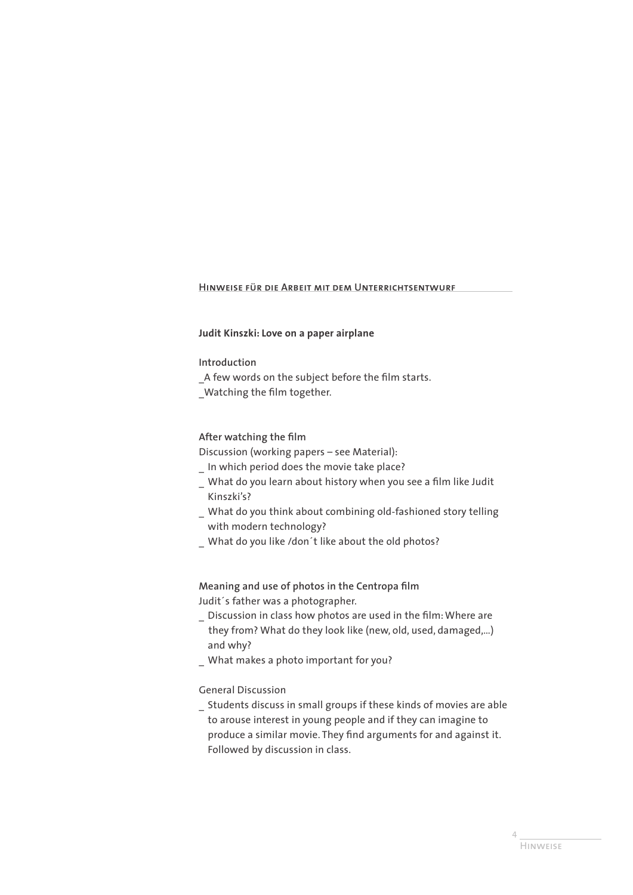## Hinweise für die Arbeit mit dem Unterrichtsentwurf

**Judit Kinszki: Love on a paper airplane**

### Introduction

_A few words on the subject before the film starts.
_Watching the film together.

### After watching the film

Discussion (working papers – see Material):

_ In which period does the movie take place?
_ What do you learn about history when you see a film like Judit Kinszki's?
_ What do you think about combining old-fashioned story telling with modern technology?
_ What do you like /don´t like about the old photos?

### Meaning and use of photos in the Centropa film

Judit´s father was a photographer.

_ Discussion in class how photos are used in the film: Where are they from? What do they look like (new, old, used, damaged,...) and why?
_ What makes a photo important for you?

### General Discussion

_ Students discuss in small groups if these kinds of movies are able to arouse interest in young people and if they can imagine to produce a similar movie. They find arguments for and against it. Followed by discussion in class.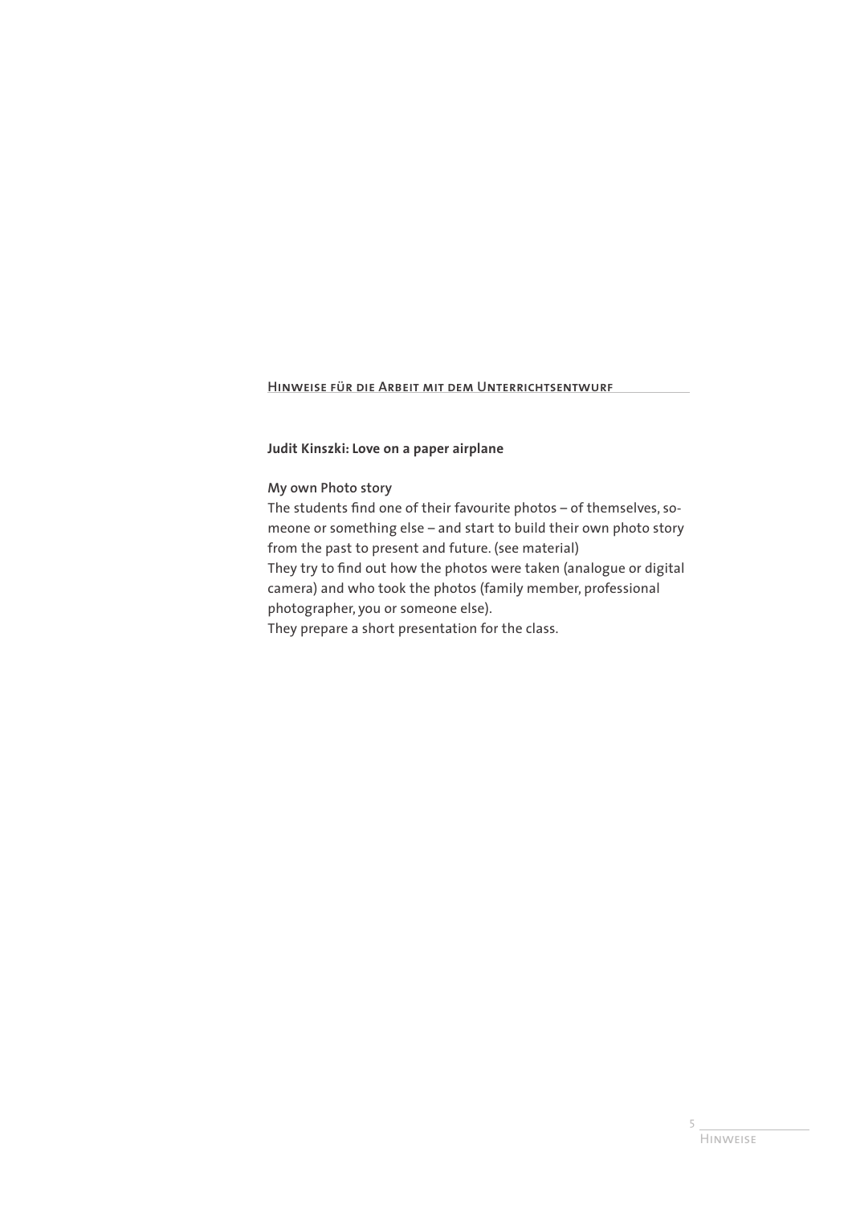## Hinweise für die Arbeit mit dem Unterrichtsentwurf

**Judit Kinszki: Love on a paper airplane**

My own Photo story

The students find one of their favourite photos – of themselves, someone or something else – and start to build their own photo story from the past to present and future. (see material)
They try to find out how the photos were taken (analogue or digital camera) and who took the photos (family member, professional photographer, you or someone else).
They prepare a short presentation for the class.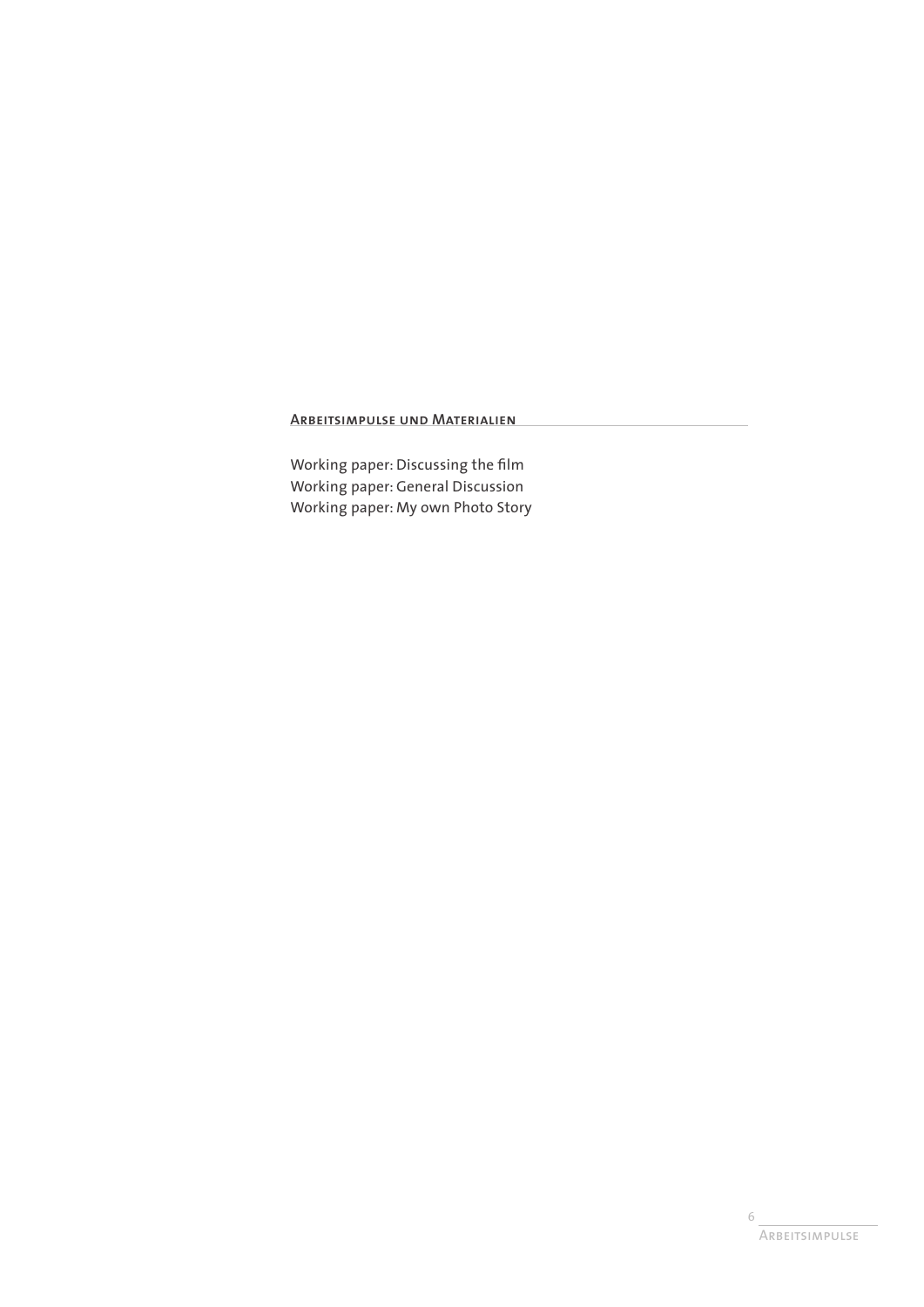## Arbeitsimpulse und Materialien

Working paper: Discussing the film
Working paper: General Discussion
Working paper: My own Photo Story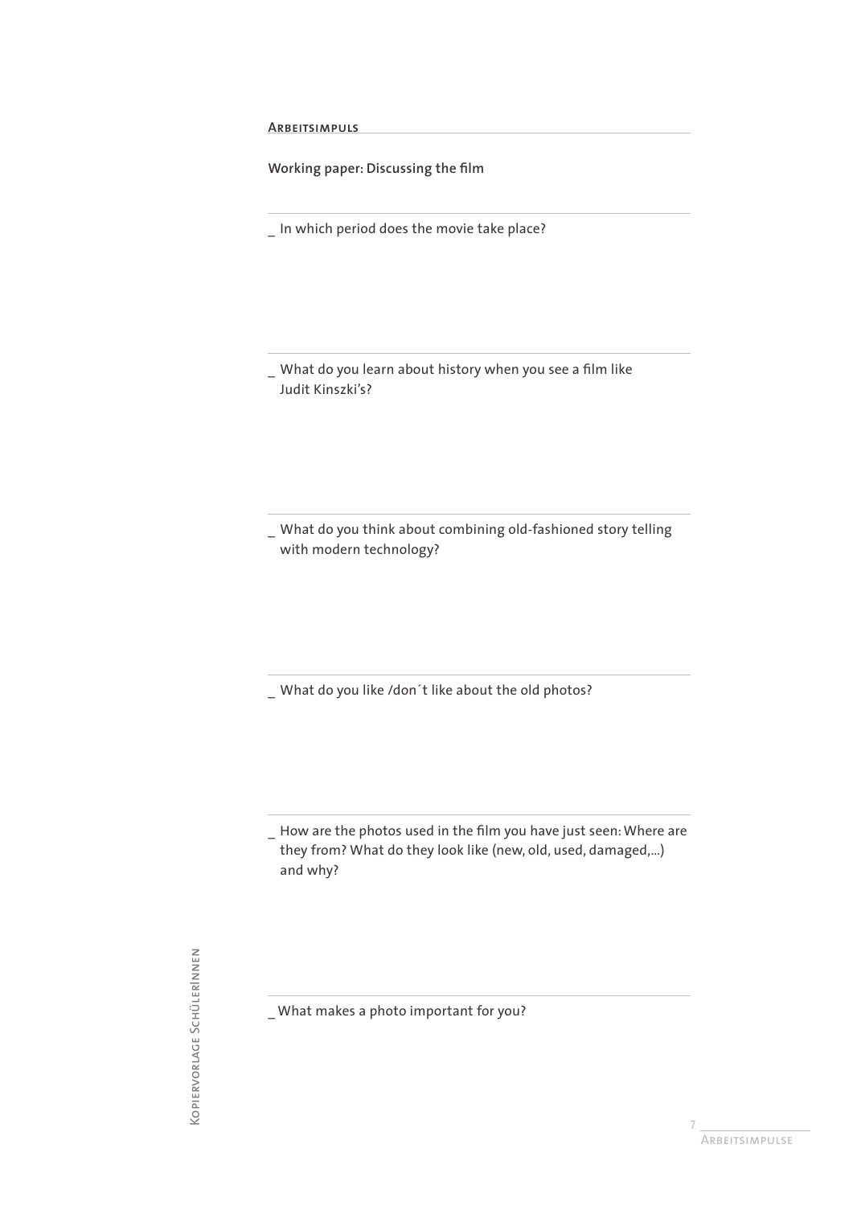## Arbeitsimpuls

**Working paper: Discussing the film**

_ In which period does the movie take place?

_ What do you learn about history when you see a film like Judit Kinszki's?

_ What do you think about combining old-fashioned story telling with modern technology?

_ What do you like /don´t like about the old photos?

_ How are the photos used in the film you have just seen: Where are they from? What do they look like (new, old, used, damaged,...) and why?

_ What makes a photo important for you?

Kopiervorlage SchülerInnen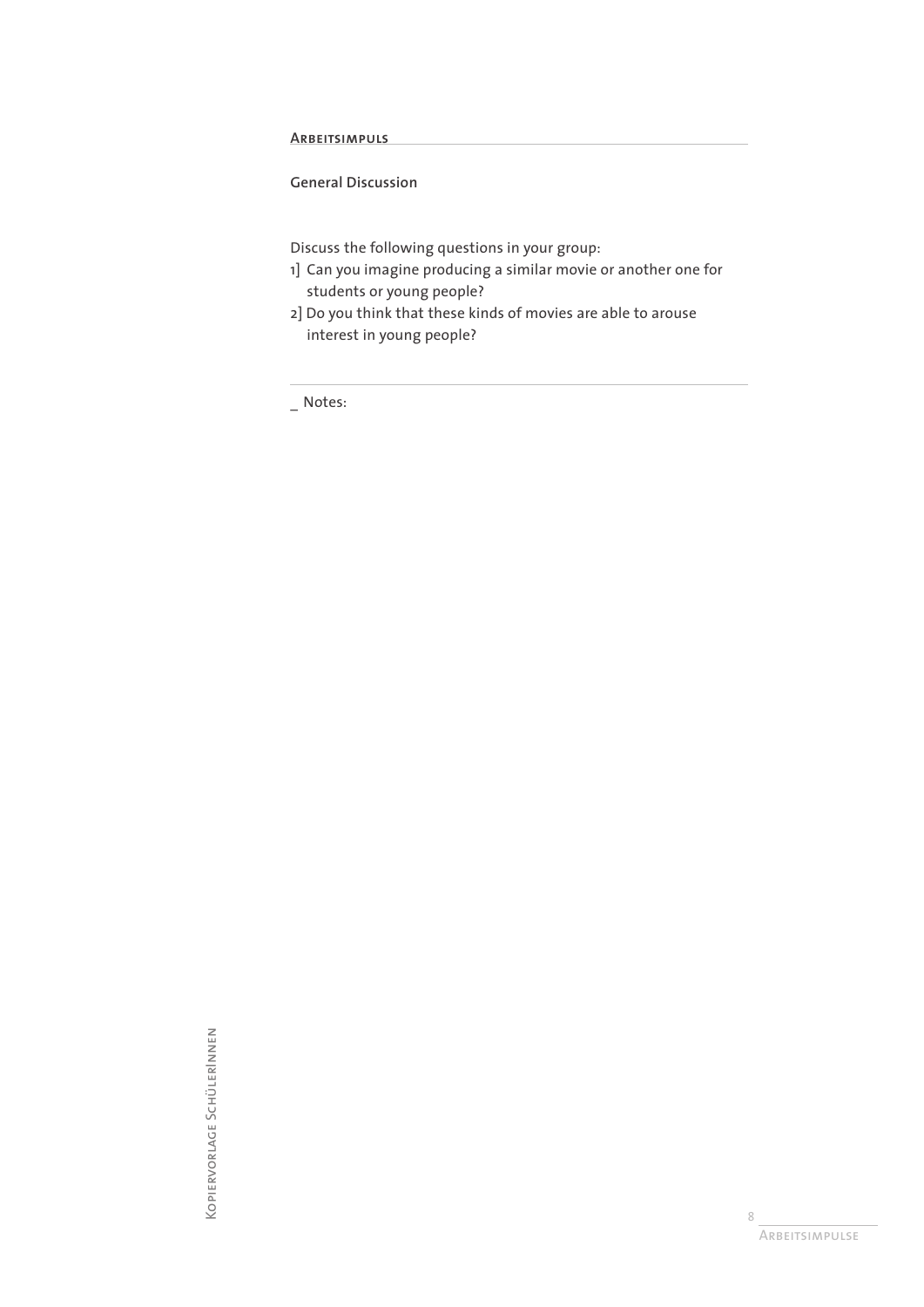**Arbeitsimpuls**

**General Discussion**

Discuss the following questions in your group:

1] Can you imagine producing a similar movie or another one for students or young people?

2] Do you think that these kinds of movies are able to arouse interest in young people?

_ Notes: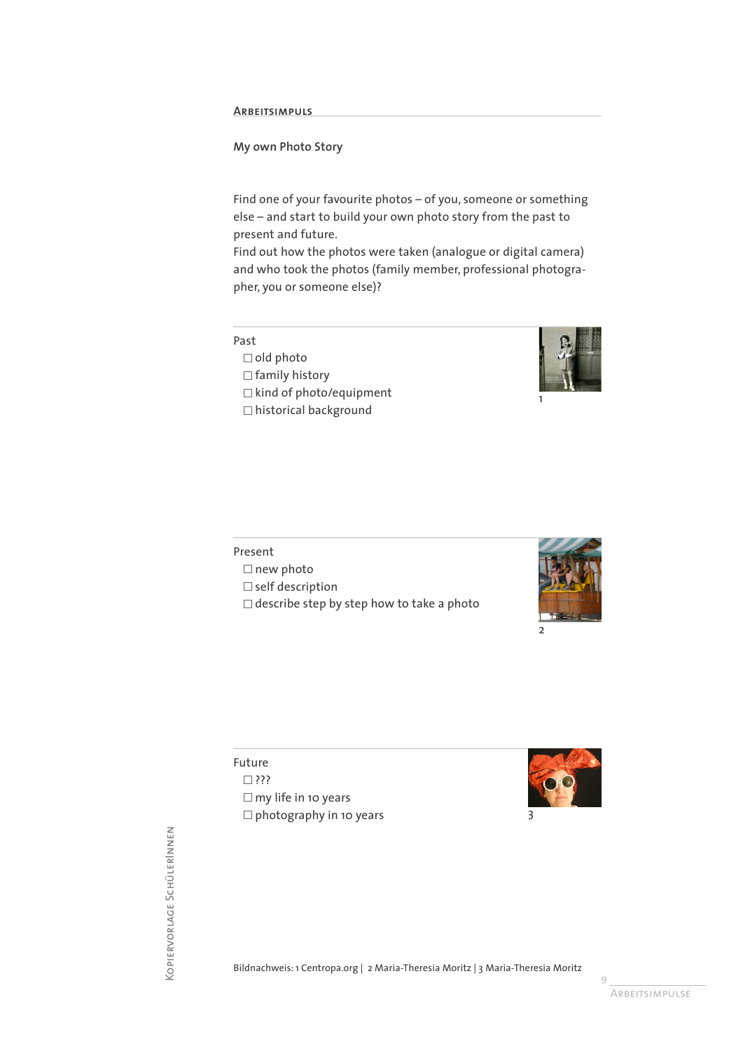## Arbeitsimpuls

### My own Photo Story

Find one of your favourite photos – of you, someone or something else – and start to build your own photo story from the past to present and future.
Find out how the photos were taken (analogue or digital camera) and who took the photos (family member, professional photographer, you or someone else)?

Past

- ☐ old photo
- ☐ family history
- ☐ kind of photo/equipment
- ☐ historical background

1

Present

- ☐ new photo
- ☐ self description
- ☐ describe step by step how to take a photo

2

Future

- ☐ ???
- ☐ my life in 10 years
- ☐ photography in 10 years

3

Kopiervorlage SchülerInnen

Bildnachweis: 1 Centropa.org | 2 Maria-Theresia Moritz | 3 Maria-Theresia Moritz